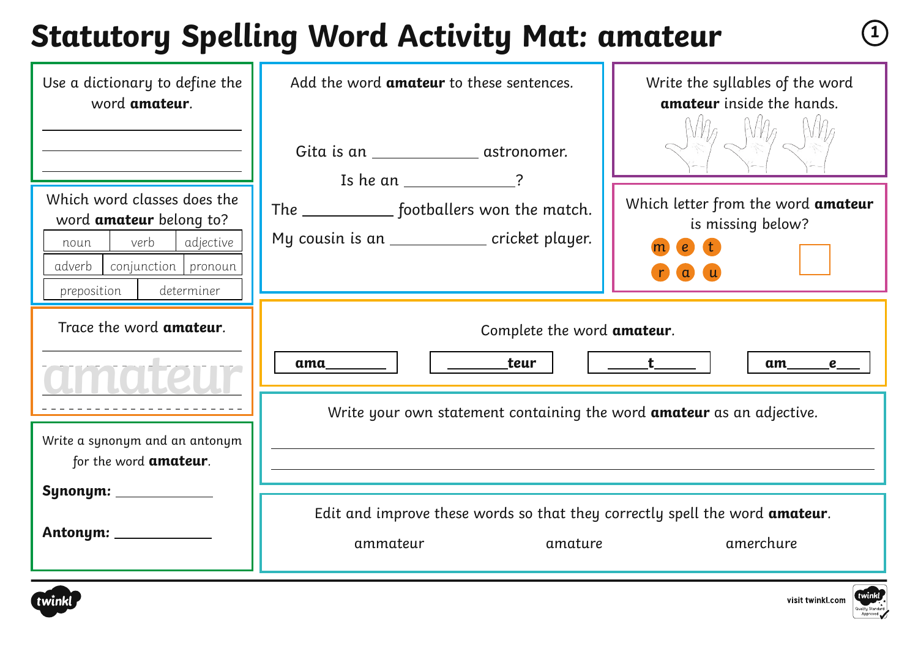# Statutory Spelling Word Activity Mat: amateur

Use a dictionary to define the word **amateur**.

______________________

______________________

______________________

Which word classes does the word **amateur** belong to?

| | | |
|---|---|---|
| noun | verb | adjective |
| adverb | conjunction | pronoun |
| preposition | determiner | |

Trace the word **amateur**.

amateur

Write a synonym and an antonym for the word **amateur**.

**Synonym:** ____________

**Antonym:** ____________

Add the word **amateur** to these sentences.

Gita is an ____________ astronomer.

Is he an ____________?

The __________ footballers won the match.

My cousin is an ___________ cricket player.

Write the syllables of the word **amateur** inside the hands.

Which letter from the word **amateur** is missing below?

m e t

r a u

Complete the word **amateur**.

**ama**_______ _______**teur** _____**t**_____ **am**_____**e**___

Write your own statement containing the word **amateur** as an adjective.

______________________________________________

______________________________________________

Edit and improve these words so that they correctly spell the word **amateur**.

ammateur amature amerchure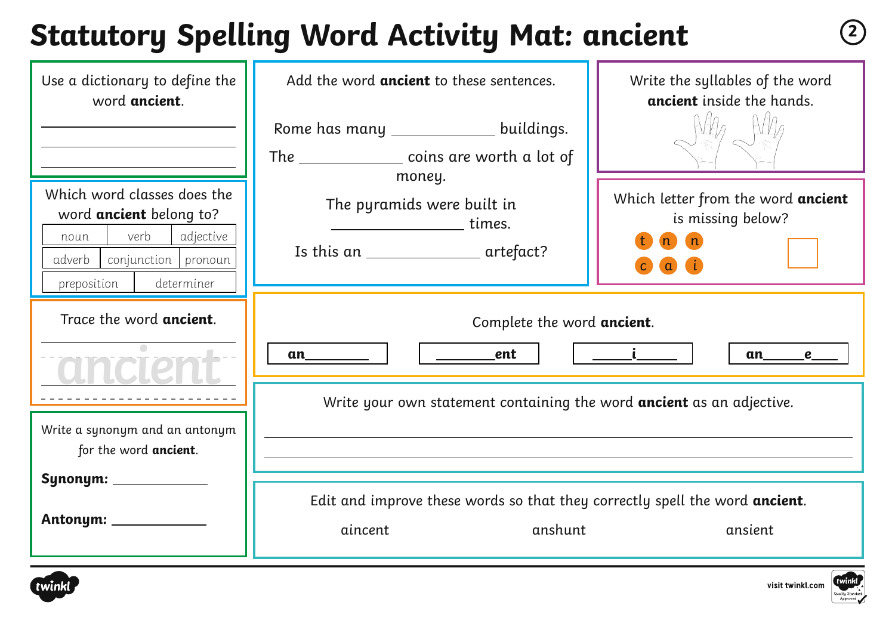# Statutory Spelling Word Activity Mat: ancient

Use a dictionary to define the word **ancient**.

\_\_\_\_\_\_\_\_\_\_\_\_\_\_\_\_\_\_\_\_\_\_\_\_

\_\_\_\_\_\_\_\_\_\_\_\_\_\_\_\_\_\_\_\_\_\_\_\_

\_\_\_\_\_\_\_\_\_\_\_\_\_\_\_\_\_\_\_\_\_\_\_\_

Add the word **ancient** to these sentences.

Rome has many \_\_\_\_\_\_\_\_\_\_\_\_ buildings.

The \_\_\_\_\_\_\_\_\_\_\_\_ coins are worth a lot of money.

The pyramids were built in \_\_\_\_\_\_\_\_\_\_\_\_ times.

Is this an \_\_\_\_\_\_\_\_\_\_\_\_ artefact?

Write the syllables of the word **ancient** inside the hands.

Which word classes does the word **ancient** belong to?

| | | |
|---|---|---|
| noun | verb | adjective |
| adverb | conjunction | pronoun |
| preposition | determiner | |

Which letter from the word **ancient** is missing below?

t n n c a i

Trace the word **ancient**.

ancient

Complete the word **ancient**.

an\_\_\_\_\_\_ \_\_\_\_\_\_ent \_\_\_\_i\_\_\_\_ an\_\_\_\_e\_\_\_

Write a synonym and an antonym for the word **ancient**.

**Synonym:** \_\_\_\_\_\_\_\_\_\_\_\_

**Antonym:** \_\_\_\_\_\_\_\_\_\_\_\_

Write your own statement containing the word **ancient** as an adjective.

\_\_\_\_\_\_\_\_\_\_\_\_\_\_\_\_\_\_\_\_\_\_\_\_\_\_\_\_\_\_\_\_\_\_\_\_\_\_\_\_\_\_\_\_

\_\_\_\_\_\_\_\_\_\_\_\_\_\_\_\_\_\_\_\_\_\_\_\_\_\_\_\_\_\_\_\_\_\_\_\_\_\_\_\_\_\_\_\_

Edit and improve these words so that they correctly spell the word **ancient**.

aincent anshunt ansient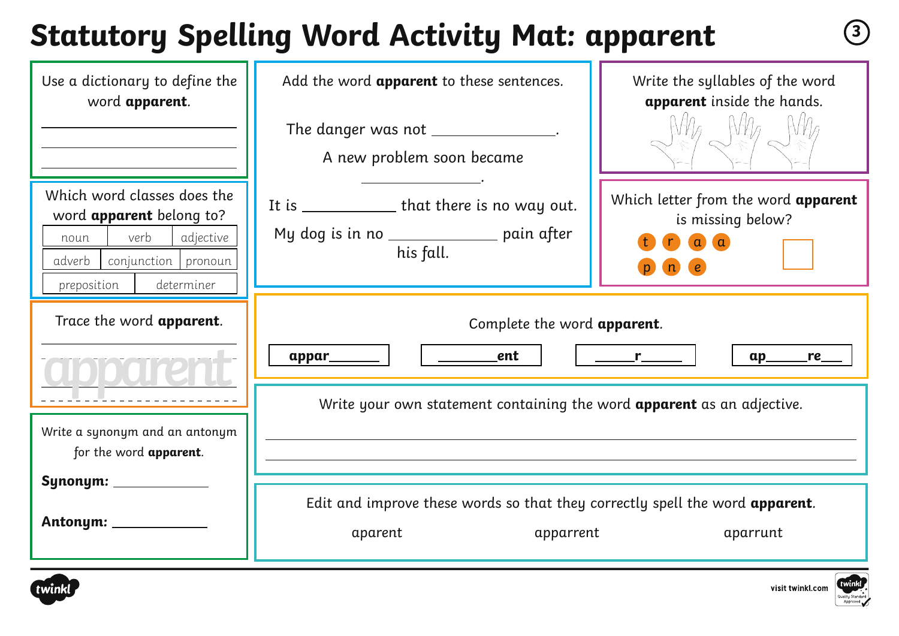# Statutory Spelling Word Activity Mat: apparent

Use a dictionary to define the word **apparent**.

______________________________

______________________________

______________________________

Which word classes does the word **apparent** belong to?

| | | |
|---|---|---|
| noun | verb | adjective |
| adverb | conjunction | pronoun |
| preposition | determiner | |

Trace the word **apparent**.

apparent

Write a synonym and an antonym for the word **apparent**.

**Synonym:** ____________

**Antonym:** ____________

Add the word **apparent** to these sentences.

The danger was not ______________.

A new problem soon became ______________.

It is ____________ that there is no way out.

My dog is in no ______________ pain after his fall.

Write the syllables of the word **apparent** inside the hands.

Which letter from the word **apparent** is missing below?

t r a a p n e

Complete the word **apparent**.

| | | | |
|---|---|---|---|
| **appar______** | **________ent** | **_____r_____** | **ap_____re___** |

Write your own statement containing the word **apparent** as an adjective.

______________________________________________________________

______________________________________________________________

Edit and improve these words so that they correctly spell the word **apparent**.

aparent apparrent aparrunt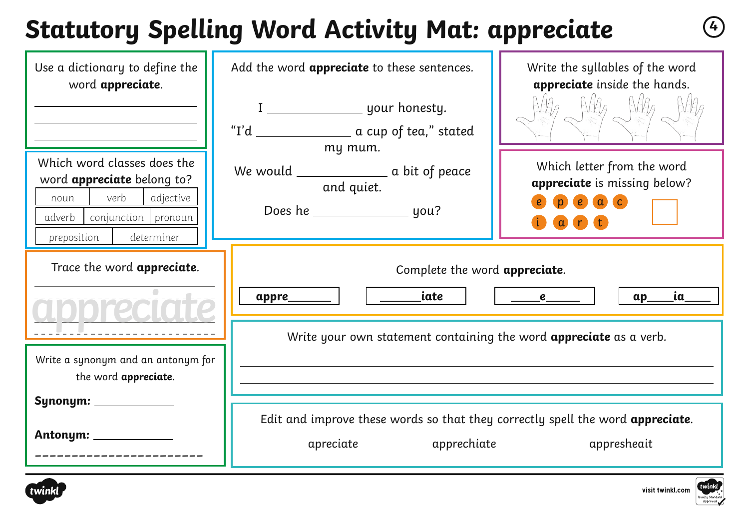# Statutory Spelling Word Activity Mat: appreciate

Use a dictionary to define the word **appreciate**.

\_\_\_\_\_\_\_\_\_\_\_\_\_\_\_\_\_\_\_\_\_\_\_\_\_\_\_\_

\_\_\_\_\_\_\_\_\_\_\_\_\_\_\_\_\_\_\_\_\_\_\_\_\_\_\_\_

\_\_\_\_\_\_\_\_\_\_\_\_\_\_\_\_\_\_\_\_\_\_\_\_\_\_\_\_

Which word classes does the word **appreciate** belong to?

| | | |
|---|---|---|
| noun | verb | adjective |
| adverb | conjunction | pronoun |
| preposition | determiner | |

Add the word **appreciate** to these sentences.

I \_\_\_\_\_\_\_\_\_\_\_\_\_\_ your honesty.

"I'd \_\_\_\_\_\_\_\_\_\_\_\_\_\_ a cup of tea," stated my mum.

We would \_\_\_\_\_\_\_\_\_\_\_\_\_\_ a bit of peace and quiet.

Does he \_\_\_\_\_\_\_\_\_\_\_\_\_\_ you?

Write the syllables of the word **appreciate** inside the hands.

Which letter from the word **appreciate** is missing below?

e p e a c i a r t

Trace the word **appreciate**.

appreciate

Complete the word **appreciate**.

**appre\_\_\_\_\_\_\_** | **\_\_\_\_\_\_\_iate** | **\_\_\_\_\_e\_\_\_\_\_** | **ap\_\_\_\_ia\_\_\_\_**

Write a synonym and an antonym for the word **appreciate**.

**Synonym:** \_\_\_\_\_\_\_\_\_\_\_\_\_\_

**Antonym:** \_\_\_\_\_\_\_\_\_\_\_\_\_\_

Write your own statement containing the word **appreciate** as a verb.

\_\_\_\_\_\_\_\_\_\_\_\_\_\_\_\_\_\_\_\_\_\_\_\_\_\_\_\_\_\_\_\_\_\_\_\_\_\_\_\_\_\_\_\_\_\_\_\_\_\_\_\_\_\_\_\_

\_\_\_\_\_\_\_\_\_\_\_\_\_\_\_\_\_\_\_\_\_\_\_\_\_\_\_\_\_\_\_\_\_\_\_\_\_\_\_\_\_\_\_\_\_\_\_\_\_\_\_\_\_\_\_\_

Edit and improve these words so that they correctly spell the word **appreciate**.

apreciate  apprechiate  appresheait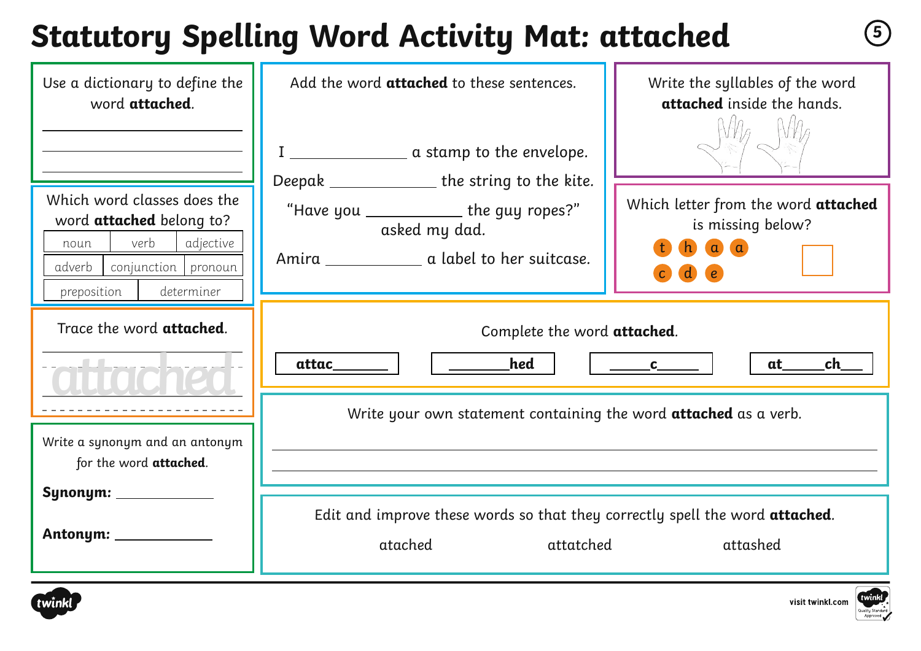# Statutory Spelling Word Activity Mat: attached

Use a dictionary to define the word **attached**.

______________________________

______________________________

______________________________

Which word classes does the word **attached** belong to?

| | | |
|---|---|---|
| noun | verb | adjective |
| adverb | conjunction | pronoun |
| preposition | determiner | |

Trace the word **attached**.

attached

Write a synonym and an antonym for the word **attached**.

**Synonym:** ____________

**Antonym:** ____________

Add the word **attached** to these sentences.

I ____________ a stamp to the envelope.

Deepak ____________ the string to the kite.

"Have you ____________ the guy ropes?" asked my dad.

Amira ____________ a label to her suitcase.

Write the syllables of the word **attached** inside the hands.

Which letter from the word **attached** is missing below?

t h a a c d e

Complete the word **attached**.

**attac**______ ______**hed** ______**c**______ **at**______**ch**___

Write your own statement containing the word **attached** as a verb.

______________________________

______________________________

Edit and improve these words so that they correctly spell the word **attached**.

atached attatched attashed